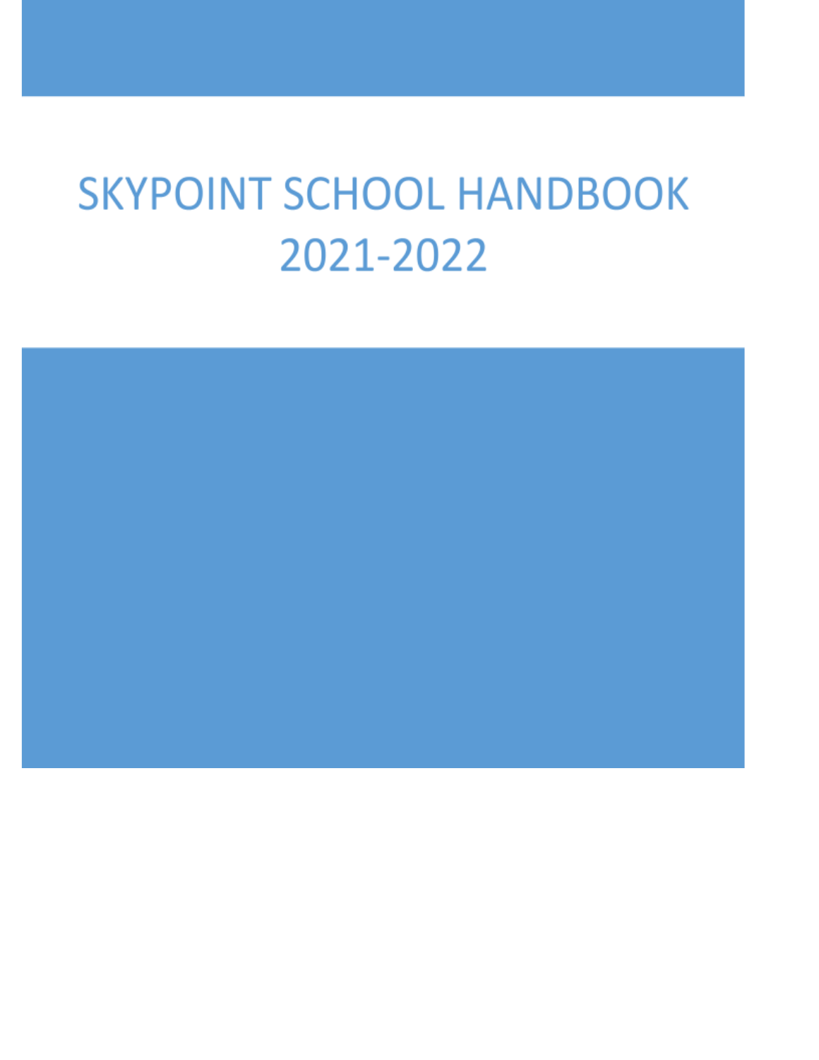# SKYPOINT SCHOOL HANDBOOK 2021-2022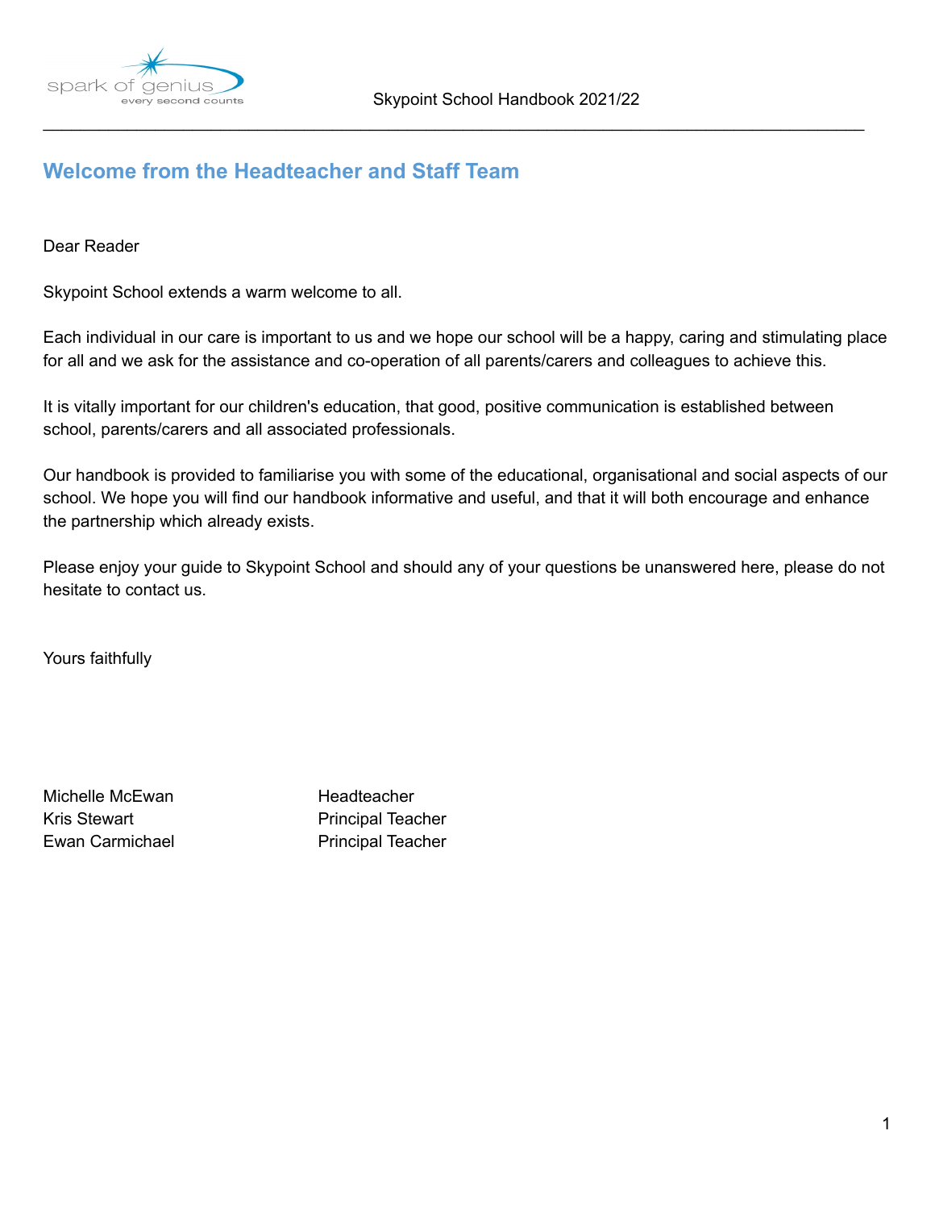## Welcome from the Headteacher and Staff Team

Dear Reader

Skypoint School extends a warm welcome to all.

Each individual in our care is important to us and we hope our school will be a happy, caring and stimulating place for all and we ask for the assistance and co-operation of all parents/carers and colleagues to achieve this.

It is vitally important for our children's education, that good, positive communication is established between school, parents/carers and all associated professionals.

Our handbook is provided to familiarise you with some of the educational, organisational and social aspects of our school. We hope you will find our handbook informative and useful, and that it will both encourage and enhance the partnership which already exists.

Please enjoy your guide to Skypoint School and should any of your questions be unanswered here, please do not hesitate to contact us.

Yours faithfully

| | |
|---|---|
| Michelle McEwan | Headteacher |
| Kris Stewart | Principal Teacher |
| Ewan Carmichael | Principal Teacher |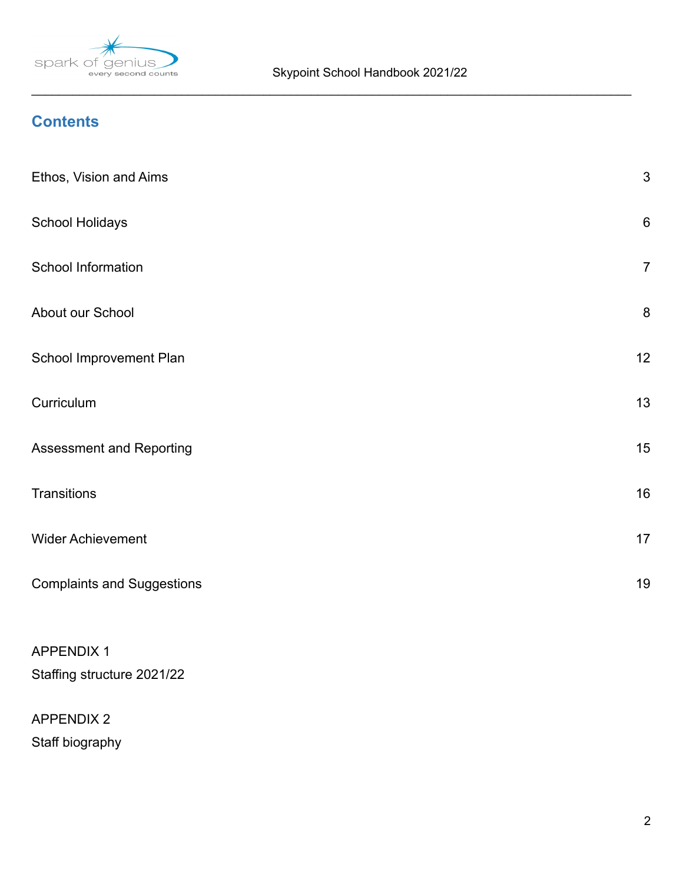## Contents

| | |
|---|---|
| Ethos, Vision and Aims | 3 |
| School Holidays | 6 |
| School Information | 7 |
| About our School | 8 |
| School Improvement Plan | 12 |
| Curriculum | 13 |
| Assessment and Reporting | 15 |
| Transitions | 16 |
| Wider Achievement | 17 |
| Complaints and Suggestions | 19 |

APPENDIX 1
Staffing structure 2021/22

APPENDIX 2
Staff biography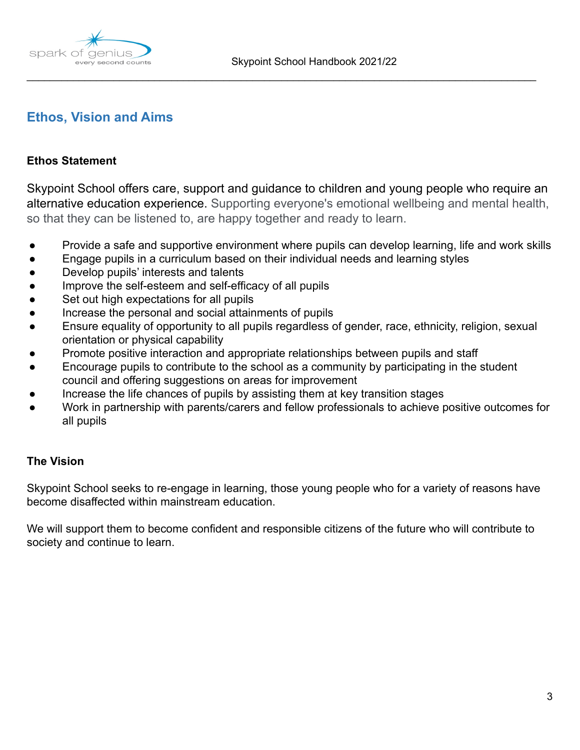## Ethos, Vision and Aims

### Ethos Statement

Skypoint School offers care, support and guidance to children and young people who require an alternative education experience. Supporting everyone's emotional wellbeing and mental health, so that they can be listened to, are happy together and ready to learn.

- Provide a safe and supportive environment where pupils can develop learning, life and work skills
- Engage pupils in a curriculum based on their individual needs and learning styles
- Develop pupils' interests and talents
- Improve the self-esteem and self-efficacy of all pupils
- Set out high expectations for all pupils
- Increase the personal and social attainments of pupils
- Ensure equality of opportunity to all pupils regardless of gender, race, ethnicity, religion, sexual orientation or physical capability
- Promote positive interaction and appropriate relationships between pupils and staff
- Encourage pupils to contribute to the school as a community by participating in the student council and offering suggestions on areas for improvement
- Increase the life chances of pupils by assisting them at key transition stages
- Work in partnership with parents/carers and fellow professionals to achieve positive outcomes for all pupils

### The Vision

Skypoint School seeks to re-engage in learning, those young people who for a variety of reasons have become disaffected within mainstream education.

We will support them to become confident and responsible citizens of the future who will contribute to society and continue to learn.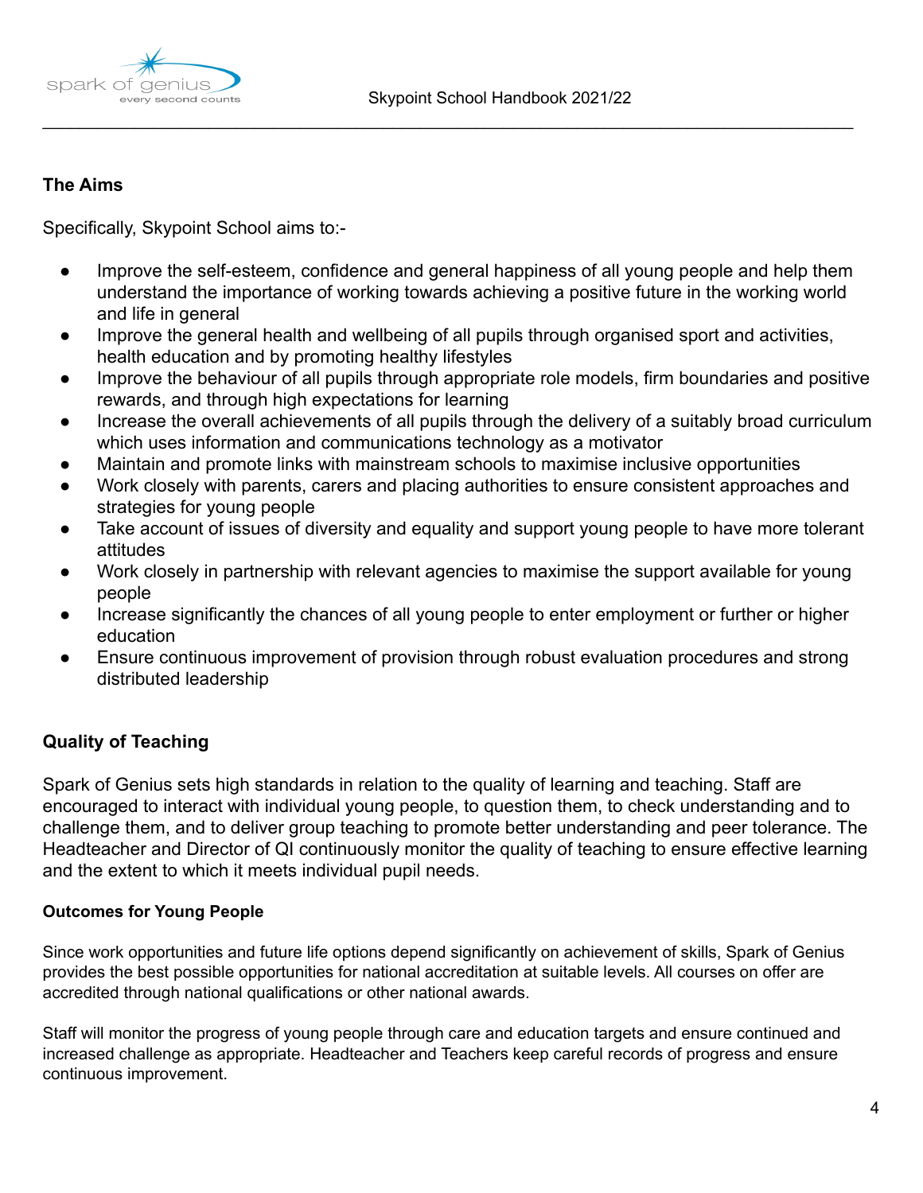## The Aims

Specifically, Skypoint School aims to:-

- Improve the self-esteem, confidence and general happiness of all young people and help them understand the importance of working towards achieving a positive future in the working world and life in general
- Improve the general health and wellbeing of all pupils through organised sport and activities, health education and by promoting healthy lifestyles
- Improve the behaviour of all pupils through appropriate role models, firm boundaries and positive rewards, and through high expectations for learning
- Increase the overall achievements of all pupils through the delivery of a suitably broad curriculum which uses information and communications technology as a motivator
- Maintain and promote links with mainstream schools to maximise inclusive opportunities
- Work closely with parents, carers and placing authorities to ensure consistent approaches and strategies for young people
- Take account of issues of diversity and equality and support young people to have more tolerant attitudes
- Work closely in partnership with relevant agencies to maximise the support available for young people
- Increase significantly the chances of all young people to enter employment or further or higher education
- Ensure continuous improvement of provision through robust evaluation procedures and strong distributed leadership

## Quality of Teaching

Spark of Genius sets high standards in relation to the quality of learning and teaching. Staff are encouraged to interact with individual young people, to question them, to check understanding and to challenge them, and to deliver group teaching to promote better understanding and peer tolerance. The Headteacher and Director of QI continuously monitor the quality of teaching to ensure effective learning and the extent to which it meets individual pupil needs.

### Outcomes for Young People

Since work opportunities and future life options depend significantly on achievement of skills, Spark of Genius provides the best possible opportunities for national accreditation at suitable levels. All courses on offer are accredited through national qualifications or other national awards.

Staff will monitor the progress of young people through care and education targets and ensure continued and increased challenge as appropriate. Headteacher and Teachers keep careful records of progress and ensure continuous improvement.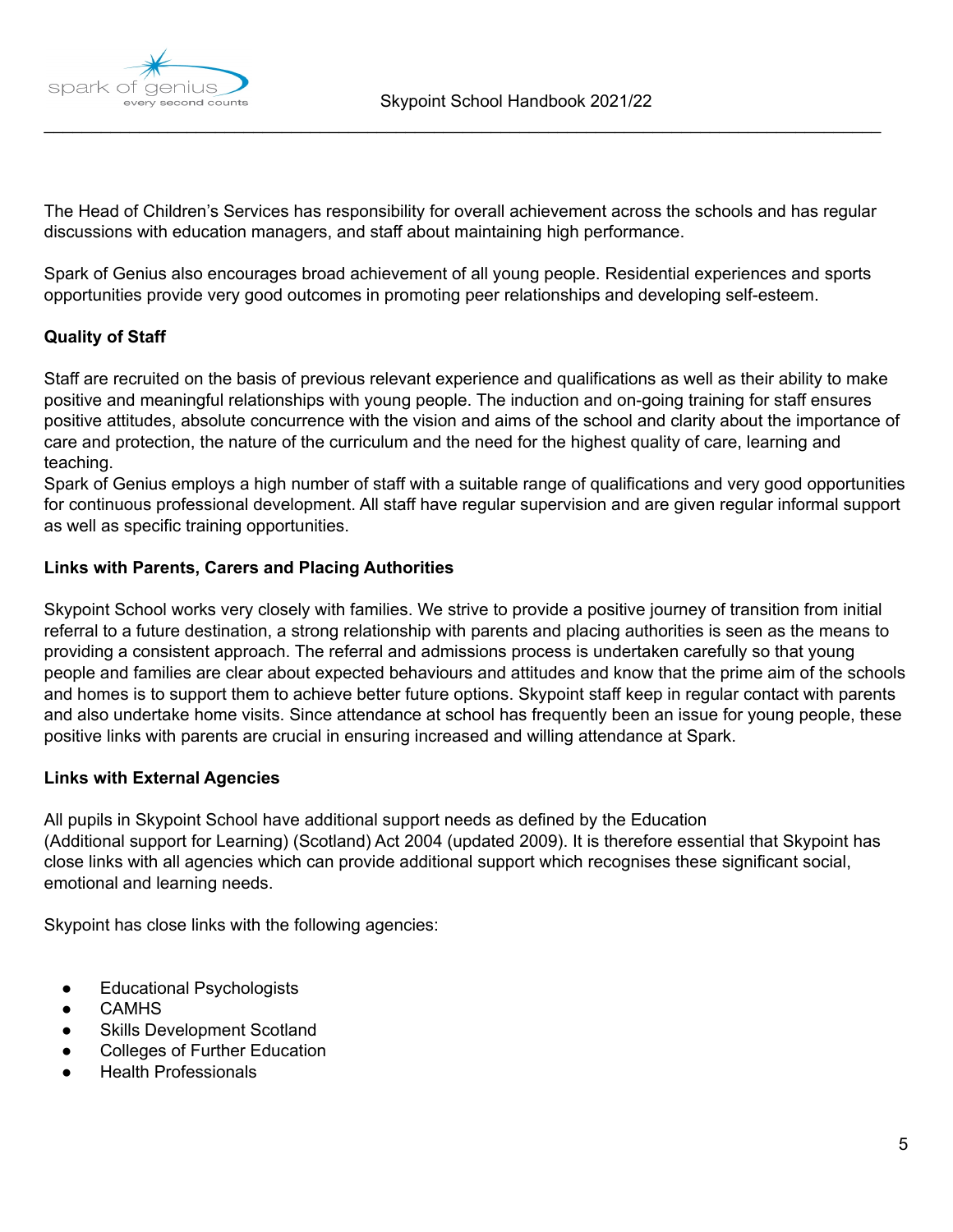The Head of Children's Services has responsibility for overall achievement across the schools and has regular discussions with education managers, and staff about maintaining high performance.

Spark of Genius also encourages broad achievement of all young people. Residential experiences and sports opportunities provide very good outcomes in promoting peer relationships and developing self-esteem.

**Quality of Staff**

Staff are recruited on the basis of previous relevant experience and qualifications as well as their ability to make positive and meaningful relationships with young people. The induction and on-going training for staff ensures positive attitudes, absolute concurrence with the vision and aims of the school and clarity about the importance of care and protection, the nature of the curriculum and the need for the highest quality of care, learning and teaching.
Spark of Genius employs a high number of staff with a suitable range of qualifications and very good opportunities for continuous professional development. All staff have regular supervision and are given regular informal support as well as specific training opportunities.

**Links with Parents, Carers and Placing Authorities**

Skypoint School works very closely with families. We strive to provide a positive journey of transition from initial referral to a future destination, a strong relationship with parents and placing authorities is seen as the means to providing a consistent approach. The referral and admissions process is undertaken carefully so that young people and families are clear about expected behaviours and attitudes and know that the prime aim of the schools and homes is to support them to achieve better future options. Skypoint staff keep in regular contact with parents and also undertake home visits. Since attendance at school has frequently been an issue for young people, these positive links with parents are crucial in ensuring increased and willing attendance at Spark.

**Links with External Agencies**

All pupils in Skypoint School have additional support needs as defined by the Education (Additional support for Learning) (Scotland) Act 2004 (updated 2009). It is therefore essential that Skypoint has close links with all agencies which can provide additional support which recognises these significant social, emotional and learning needs.

Skypoint has close links with the following agencies:

- Educational Psychologists
- CAMHS
- Skills Development Scotland
- Colleges of Further Education
- Health Professionals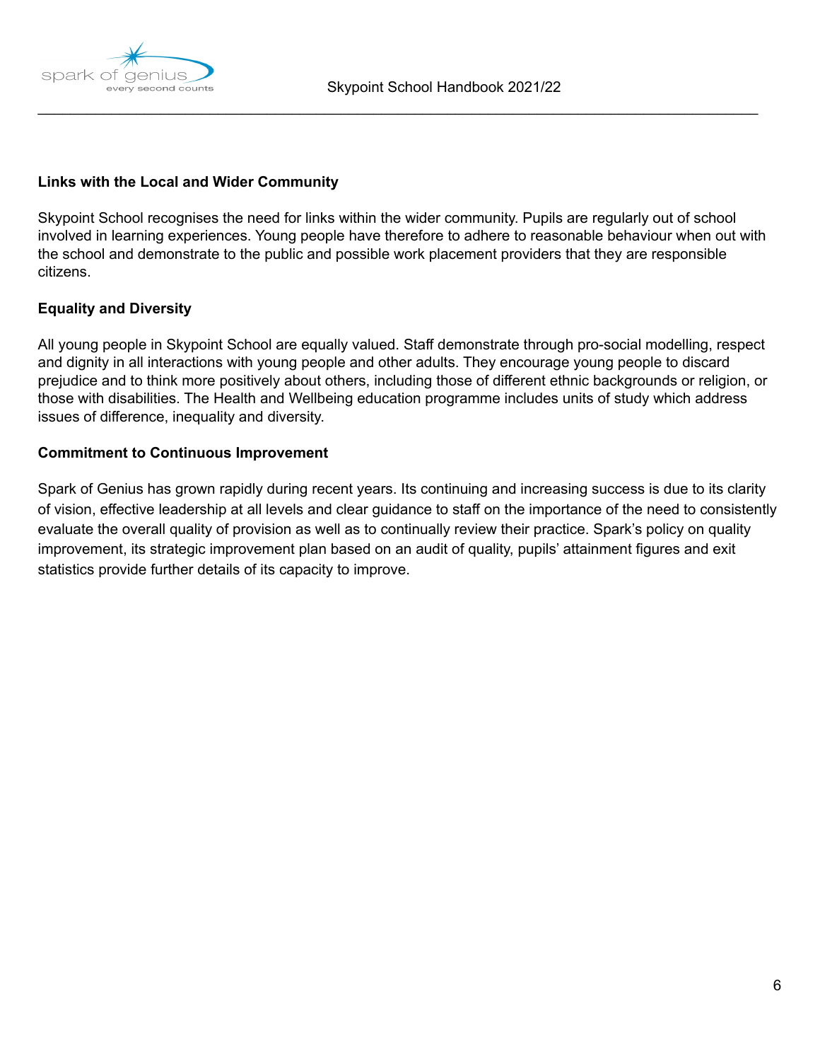**Links with the Local and Wider Community**

Skypoint School recognises the need for links within the wider community. Pupils are regularly out of school involved in learning experiences. Young people have therefore to adhere to reasonable behaviour when out with the school and demonstrate to the public and possible work placement providers that they are responsible citizens.

**Equality and Diversity**

All young people in Skypoint School are equally valued. Staff demonstrate through pro-social modelling, respect and dignity in all interactions with young people and other adults. They encourage young people to discard prejudice and to think more positively about others, including those of different ethnic backgrounds or religion, or those with disabilities. The Health and Wellbeing education programme includes units of study which address issues of difference, inequality and diversity.

**Commitment to Continuous Improvement**

Spark of Genius has grown rapidly during recent years. Its continuing and increasing success is due to its clarity of vision, effective leadership at all levels and clear guidance to staff on the importance of the need to consistently evaluate the overall quality of provision as well as to continually review their practice. Spark's policy on quality improvement, its strategic improvement plan based on an audit of quality, pupils' attainment figures and exit statistics provide further details of its capacity to improve.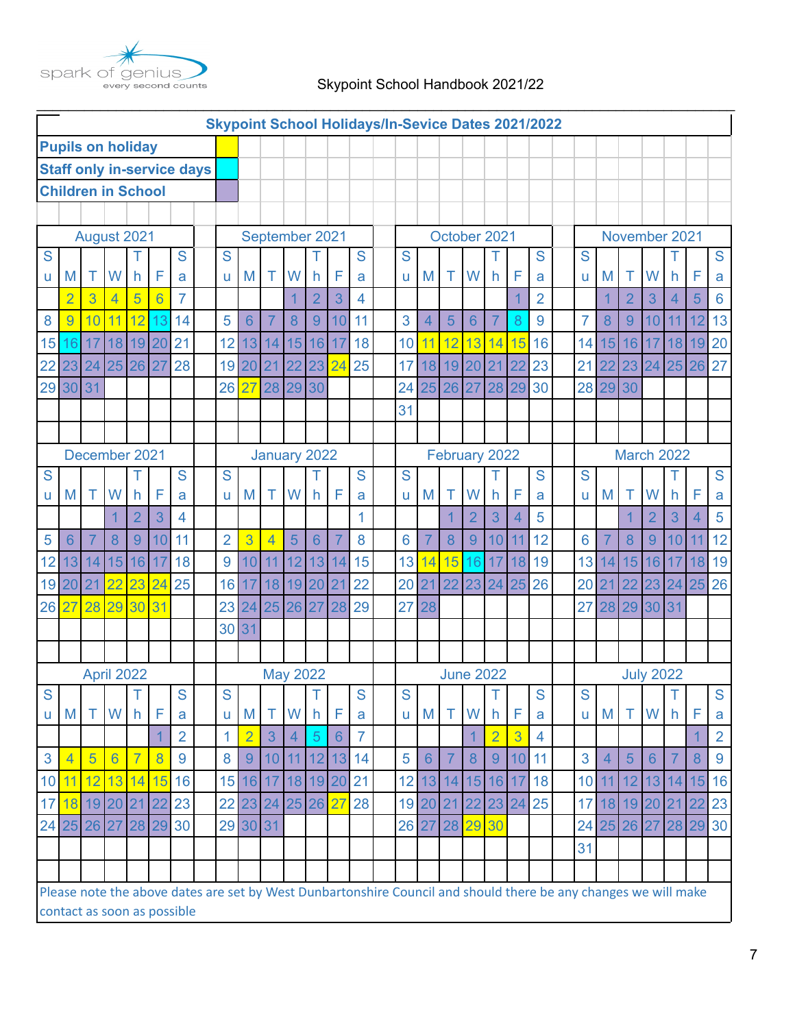## Skypoint School Holidays/In-Sevice Dates 2021/2022

| Key | |
|---|---|
| Pupils on holiday | (H) |
| Staff only in-service days | (I) |
| Children in School | (unmarked weekday) |

### August 2021

| Su | M | T | W | Th | F | Sa |
|---|---|---|---|---|---|---|
| | 2 (H) | 3 (H) | 4 (H) | 5 (H) | 6 (H) | 7 |
| 8 | 9 (H) | 10 (H) | 11 (H) | 12 (H) | 13 (I) | 14 |
| 15 | 16 (I) | 17 | 18 | 19 | 20 | 21 |
| 22 | 23 | 24 | 25 | 26 | 27 | 28 |
| 29 | 30 | 31 | | | | |

### September 2021

| Su | M | T | W | Th | F | Sa |
|---|---|---|---|---|---|---|
| | | | 1 | 2 | 3 | 4 |
| 5 | 6 | 7 | 8 | 9 | 10 | 11 |
| 12 | 13 | 14 | 15 | 16 | 17 | 18 |
| 19 | 20 | 21 | 22 | 23 | 24 (H) | 25 |
| 26 | 27 (H) | 28 | 29 | 30 | | |

### October 2021

| Su | M | T | W | Th | F | Sa |
|---|---|---|---|---|---|---|
| | | | | | 1 | 2 |
| 3 | 4 | 5 | 6 | 7 | 8 (I) | 9 |
| 10 | 11 (H) | 12 (H) | 13 (H) | 14 (H) | 15 (H) | 16 |
| 17 | 18 | 19 | 20 | 21 | 22 | 23 |
| 24 | 25 | 26 | 27 | 28 | 29 | 30 |
| 31 | | | | | | |

### November 2021

| Su | M | T | W | Th | F | Sa |
|---|---|---|---|---|---|---|
| | 1 | 2 | 3 | 4 | 5 | 6 |
| 7 | 8 | 9 | 10 | 11 | 12 | 13 |
| 14 | 15 | 16 | 17 | 18 | 19 | 20 |
| 21 | 22 | 23 | 24 | 25 | 26 | 27 |
| 28 | 29 | 30 | | | | |

### December 2021

| Su | M | T | W | Th | F | Sa |
|---|---|---|---|---|---|---|
| | | | 1 | 2 | 3 | 4 |
| 5 | 6 | 7 | 8 | 9 | 10 | 11 |
| 12 | 13 | 14 | 15 | 16 | 17 | 18 |
| 19 | 20 | 21 | 22 (H) | 23 (H) | 24 (H) | 25 |
| 26 | 27 (H) | 28 (H) | 29 (H) | 30 (H) | 31 (H) | |

### January 2022

| Su | M | T | W | Th | F | Sa |
|---|---|---|---|---|---|---|
| | | | | | | 1 |
| 2 | 3 (H) | 4 (H) | 5 | 6 | 7 | 8 |
| 9 | 10 | 11 | 12 | 13 | 14 | 15 |
| 16 | 17 | 18 | 19 | 20 | 21 | 22 |
| 23 | 24 | 25 | 26 | 27 | 28 | 29 |
| 30 | 31 | | | | | |

### February 2022

| Su | M | T | W | Th | F | Sa |
|---|---|---|---|---|---|---|
| | | 1 | 2 | 3 | 4 | 5 |
| 6 | 7 | 8 | 9 | 10 | 11 | 12 |
| 13 | 14 (H) | 15 (H) | 16 (I) | 17 | 18 | 19 |
| 20 | 21 | 22 | 23 | 24 | 25 | 26 |
| 27 | 28 | | | | | |

### March 2022

| Su | M | T | W | Th | F | Sa |
|---|---|---|---|---|---|---|
| | | 1 | 2 | 3 | 4 | 5 |
| 6 | 7 | 8 | 9 | 10 | 11 | 12 |
| 13 | 14 | 15 | 16 | 17 | 18 | 19 |
| 20 | 21 | 22 | 23 | 24 | 25 | 26 |
| 27 | 28 | 29 | 30 | 31 | | |

### April 2022

| Su | M | T | W | Th | F | Sa |
|---|---|---|---|---|---|---|
| | | | | | 1 | 2 |
| 3 | 4 (H) | 5 (H) | 6 (H) | 7 (H) | 8 (H) | 9 |
| 10 | 11 (H) | 12 (H) | 13 (H) | 14 (H) | 15 (H) | 16 |
| 17 | 18 (H) | 19 | 20 | 21 | 22 | 23 |
| 24 | 25 | 26 | 27 | 28 | 29 | 30 |

### May 2022

| Su | M | T | W | Th | F | Sa |
|---|---|---|---|---|---|---|
| 1 | 2 (H) | 3 | 4 | 5 (I) | 6 | 7 |
| 8 | 9 | 10 | 11 | 12 | 13 | 14 |
| 15 | 16 | 17 | 18 | 19 | 20 | 21 |
| 22 | 23 | 24 | 25 | 26 | 27 (H) | 28 |
| 29 | 30 | 31 | | | | |

### June 2022

| Su | M | T | W | Th | F | Sa |
|---|---|---|---|---|---|---|
| | | | 1 | 2 (H) | 3 (H) | 4 |
| 5 | 6 | 7 | 8 | 9 | 10 | 11 |
| 12 | 13 | 14 | 15 | 16 | 17 | 18 |
| 19 | 20 | 21 | 22 | 23 | 24 | 25 |
| 26 | 27 | 28 | 29 (H) | 30 (H) | | |

### July 2022

| Su | M | T | W | Th | F | Sa |
|---|---|---|---|---|---|---|
| | | | | | 1 | 2 |
| 3 | 4 | 5 | 6 | 7 | 8 | 9 |
| 10 | 11 | 12 | 13 | 14 | 15 | 16 |
| 17 | 18 | 19 | 20 | 21 | 22 | 23 |
| 24 | 25 | 26 | 27 | 28 | 29 | 30 |
| 31 | | | | | | |

Please note the above dates are set by West Dunbartonshire Council and should there be any changes we will make contact as soon as possible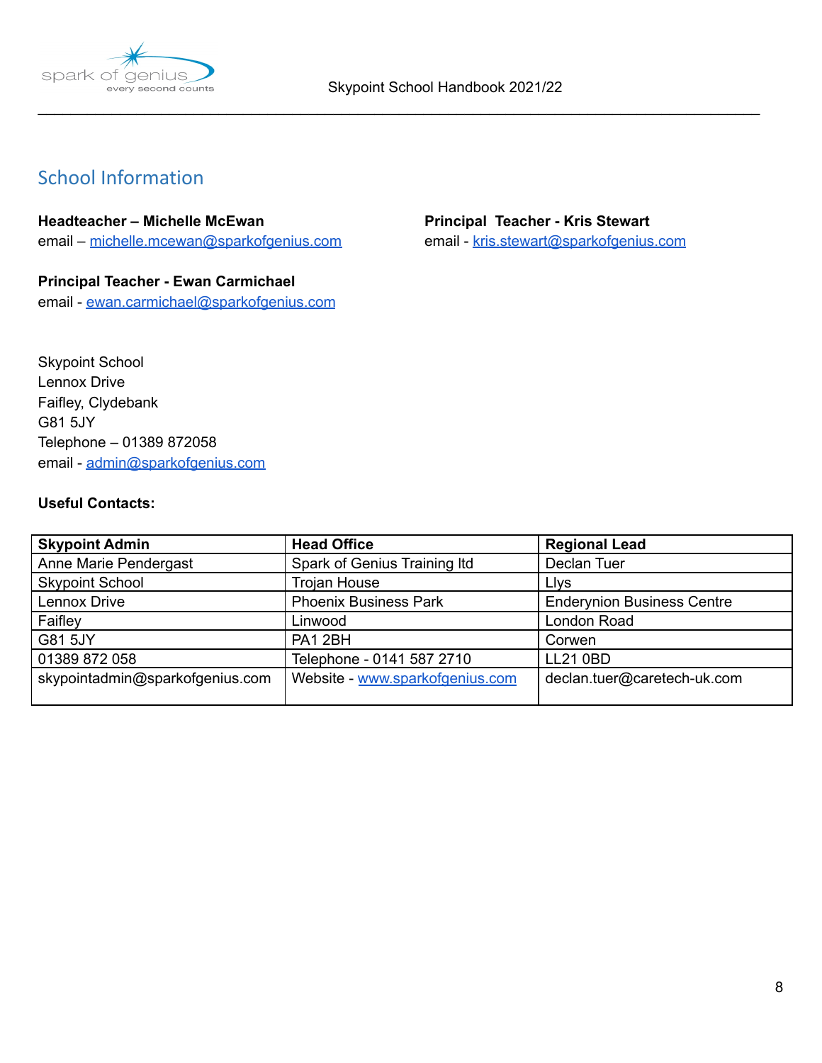## School Information

**Headteacher – Michelle McEwan**
email – michelle.mcewan@sparkofgenius.com

**Principal Teacher - Kris Stewart**
email - kris.stewart@sparkofgenius.com

**Principal Teacher - Ewan Carmichael**
email - ewan.carmichael@sparkofgenius.com

Skypoint School
Lennox Drive
Faifley, Clydebank
G81 5JY
Telephone – 01389 872058
email - admin@sparkofgenius.com

**Useful Contacts:**

| Skypoint Admin | Head Office | Regional Lead |
|---|---|---|
| Anne Marie Pendergast | Spark of Genius Training ltd | Declan Tuer |
| Skypoint School | Trojan House | Llys |
| Lennox Drive | Phoenix Business Park | Enderynion Business Centre |
| Faifley | Linwood | London Road |
| G81 5JY | PA1 2BH | Corwen |
| 01389 872 058 | Telephone - 0141 587 2710 | LL21 0BD |
| skypointadmin@sparkofgenius.com | Website - www.sparkofgenius.com | declan.tuer@caretech-uk.com |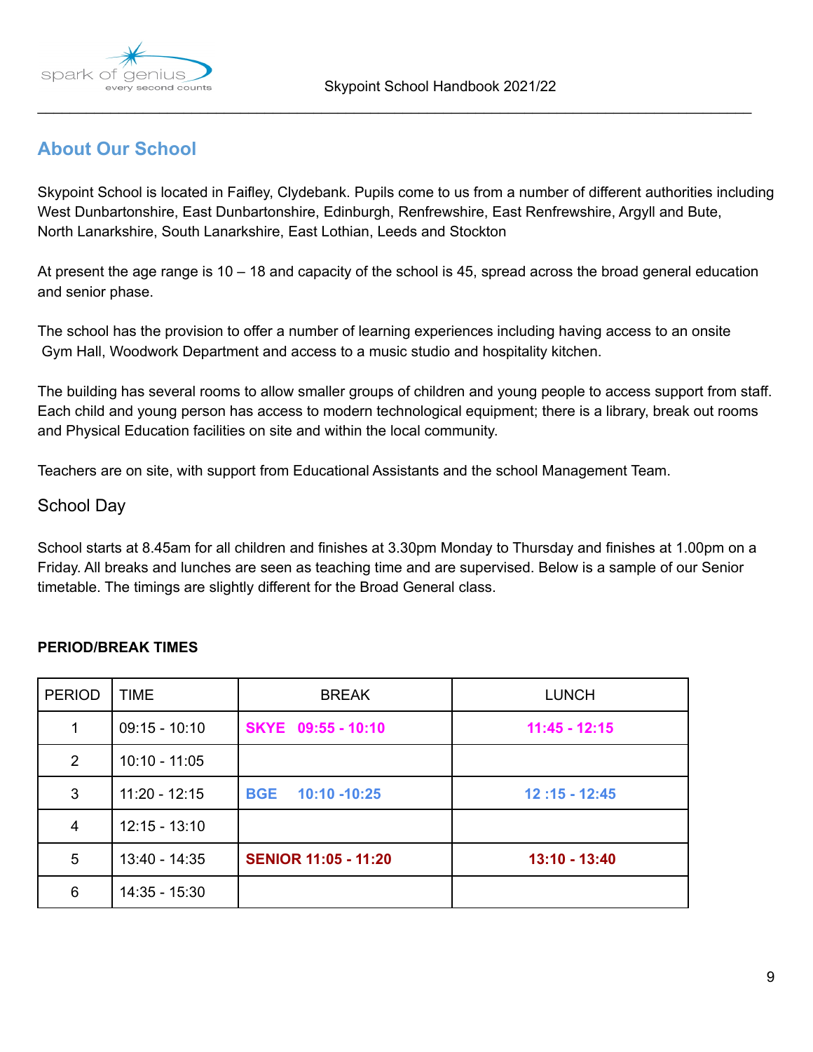## About Our School

Skypoint School is located in Faifley, Clydebank. Pupils come to us from a number of different authorities including West Dunbartonshire, East Dunbartonshire, Edinburgh, Renfrewshire, East Renfrewshire, Argyll and Bute, North Lanarkshire, South Lanarkshire, East Lothian, Leeds and Stockton

At present the age range is 10 – 18 and capacity of the school is 45, spread across the broad general education and senior phase.

The school has the provision to offer a number of learning experiences including having access to an onsite Gym Hall, Woodwork Department and access to a music studio and hospitality kitchen.

The building has several rooms to allow smaller groups of children and young people to access support from staff. Each child and young person has access to modern technological equipment; there is a library, break out rooms and Physical Education facilities on site and within the local community.

Teachers are on site, with support from Educational Assistants and the school Management Team.

### School Day

School starts at 8.45am for all children and finishes at 3.30pm Monday to Thursday and finishes at 1.00pm on a Friday. All breaks and lunches are seen as teaching time and are supervised. Below is a sample of our Senior timetable. The timings are slightly different for the Broad General class.

**PERIOD/BREAK TIMES**

| PERIOD | TIME | BREAK | LUNCH |
|---|---|---|---|
| 1 | 09:15 - 10:10 | **SKYE 09:55 - 10:10** | **11:45 - 12:15** |
| 2 | 10:10 - 11:05 | | |
| 3 | 11:20 - 12:15 | **BGE 10:10 -10:25** | **12 :15 - 12:45** |
| 4 | 12:15 - 13:10 | | |
| 5 | 13:40 - 14:35 | **SENIOR 11:05 - 11:20** | **13:10 - 13:40** |
| 6 | 14:35 - 15:30 | | |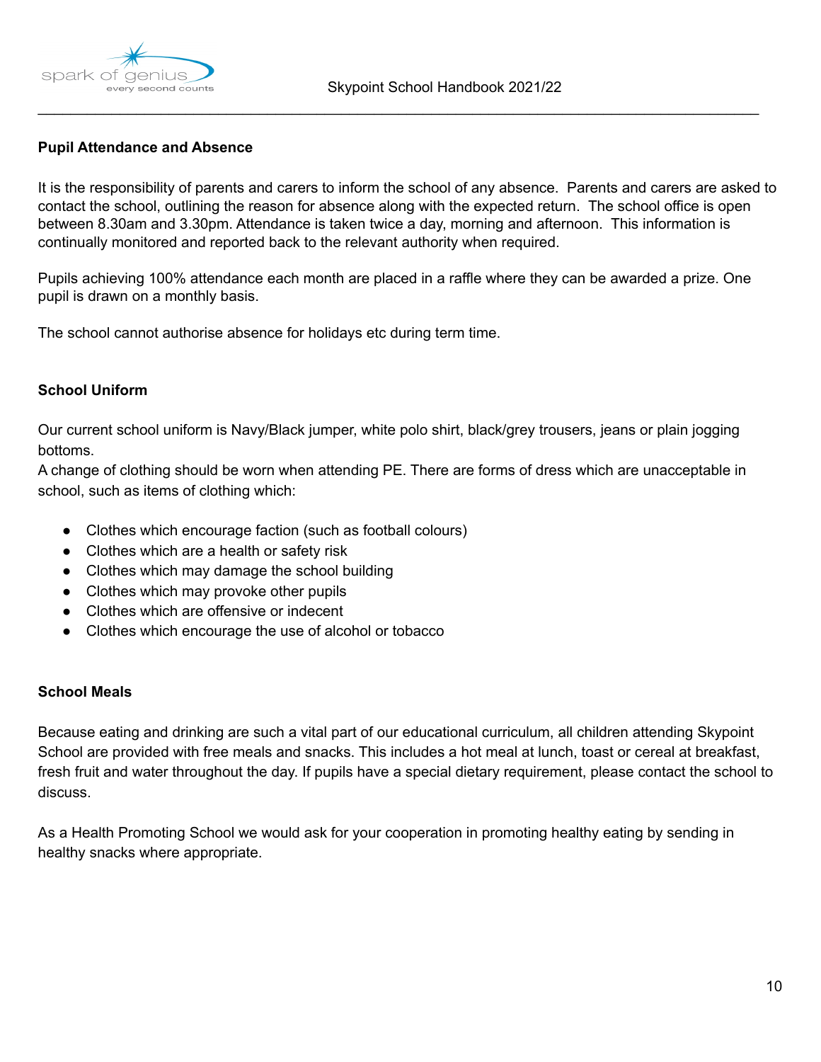## Pupil Attendance and Absence

It is the responsibility of parents and carers to inform the school of any absence. Parents and carers are asked to contact the school, outlining the reason for absence along with the expected return. The school office is open between 8.30am and 3.30pm. Attendance is taken twice a day, morning and afternoon. This information is continually monitored and reported back to the relevant authority when required.

Pupils achieving 100% attendance each month are placed in a raffle where they can be awarded a prize. One pupil is drawn on a monthly basis.

The school cannot authorise absence for holidays etc during term time.

## School Uniform

Our current school uniform is Navy/Black jumper, white polo shirt, black/grey trousers, jeans or plain jogging bottoms.
A change of clothing should be worn when attending PE. There are forms of dress which are unacceptable in school, such as items of clothing which:

- Clothes which encourage faction (such as football colours)
- Clothes which are a health or safety risk
- Clothes which may damage the school building
- Clothes which may provoke other pupils
- Clothes which are offensive or indecent
- Clothes which encourage the use of alcohol or tobacco

## School Meals

Because eating and drinking are such a vital part of our educational curriculum, all children attending Skypoint School are provided with free meals and snacks. This includes a hot meal at lunch, toast or cereal at breakfast, fresh fruit and water throughout the day. If pupils have a special dietary requirement, please contact the school to discuss.

As a Health Promoting School we would ask for your cooperation in promoting healthy eating by sending in healthy snacks where appropriate.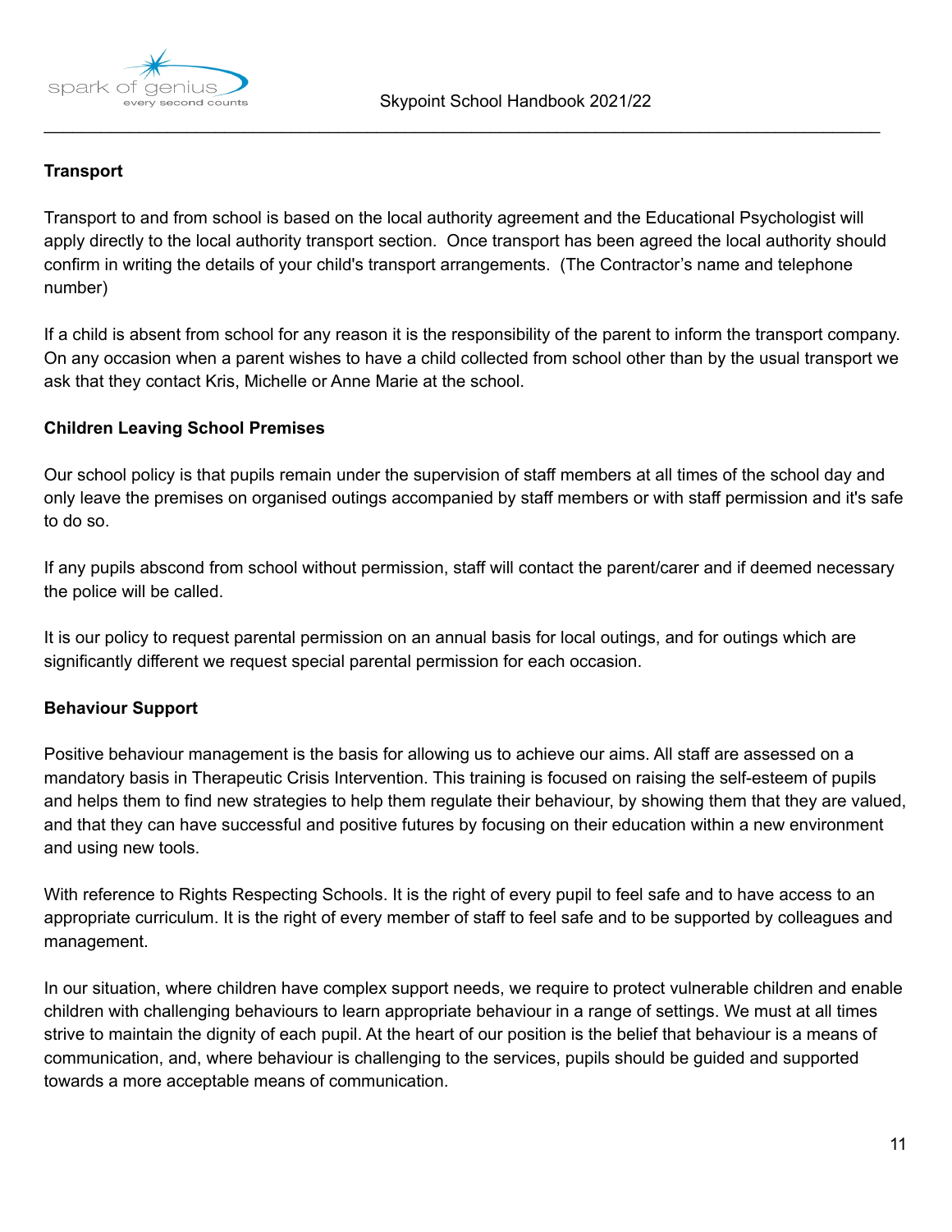**Transport**

Transport to and from school is based on the local authority agreement and the Educational Psychologist will apply directly to the local authority transport section. Once transport has been agreed the local authority should confirm in writing the details of your child's transport arrangements. (The Contractor's name and telephone number)

If a child is absent from school for any reason it is the responsibility of the parent to inform the transport company. On any occasion when a parent wishes to have a child collected from school other than by the usual transport we ask that they contact Kris, Michelle or Anne Marie at the school.

**Children Leaving School Premises**

Our school policy is that pupils remain under the supervision of staff members at all times of the school day and only leave the premises on organised outings accompanied by staff members or with staff permission and it's safe to do so.

If any pupils abscond from school without permission, staff will contact the parent/carer and if deemed necessary the police will be called.

It is our policy to request parental permission on an annual basis for local outings, and for outings which are significantly different we request special parental permission for each occasion.

**Behaviour Support**

Positive behaviour management is the basis for allowing us to achieve our aims. All staff are assessed on a mandatory basis in Therapeutic Crisis Intervention. This training is focused on raising the self-esteem of pupils and helps them to find new strategies to help them regulate their behaviour, by showing them that they are valued, and that they can have successful and positive futures by focusing on their education within a new environment and using new tools.

With reference to Rights Respecting Schools. It is the right of every pupil to feel safe and to have access to an appropriate curriculum. It is the right of every member of staff to feel safe and to be supported by colleagues and management.

In our situation, where children have complex support needs, we require to protect vulnerable children and enable children with challenging behaviours to learn appropriate behaviour in a range of settings. We must at all times strive to maintain the dignity of each pupil. At the heart of our position is the belief that behaviour is a means of communication, and, where behaviour is challenging to the services, pupils should be guided and supported towards a more acceptable means of communication.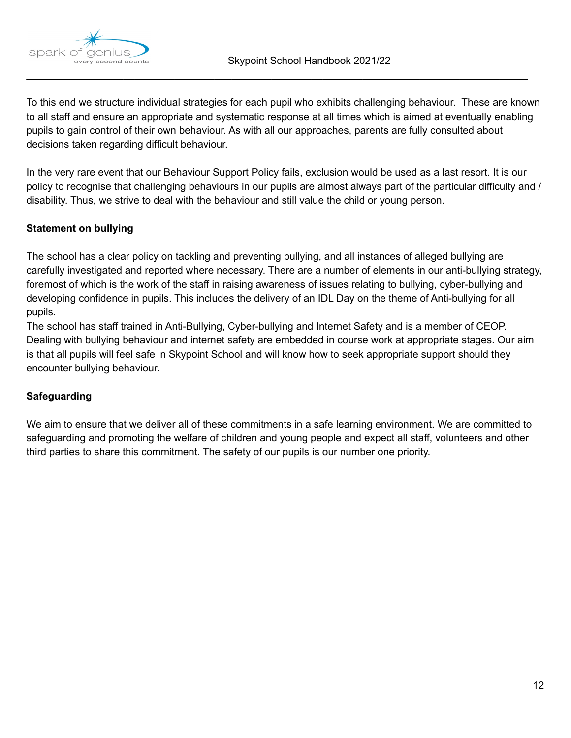To this end we structure individual strategies for each pupil who exhibits challenging behaviour. These are known to all staff and ensure an appropriate and systematic response at all times which is aimed at eventually enabling pupils to gain control of their own behaviour. As with all our approaches, parents are fully consulted about decisions taken regarding difficult behaviour.

In the very rare event that our Behaviour Support Policy fails, exclusion would be used as a last resort. It is our policy to recognise that challenging behaviours in our pupils are almost always part of the particular difficulty and / disability. Thus, we strive to deal with the behaviour and still value the child or young person.

**Statement on bullying**

The school has a clear policy on tackling and preventing bullying, and all instances of alleged bullying are carefully investigated and reported where necessary. There are a number of elements in our anti-bullying strategy, foremost of which is the work of the staff in raising awareness of issues relating to bullying, cyber-bullying and developing confidence in pupils. This includes the delivery of an IDL Day on the theme of Anti-bullying for all pupils.

The school has staff trained in Anti-Bullying, Cyber-bullying and Internet Safety and is a member of CEOP. Dealing with bullying behaviour and internet safety are embedded in course work at appropriate stages. Our aim is that all pupils will feel safe in Skypoint School and will know how to seek appropriate support should they encounter bullying behaviour.

**Safeguarding**

We aim to ensure that we deliver all of these commitments in a safe learning environment. We are committed to safeguarding and promoting the welfare of children and young people and expect all staff, volunteers and other third parties to share this commitment. The safety of our pupils is our number one priority.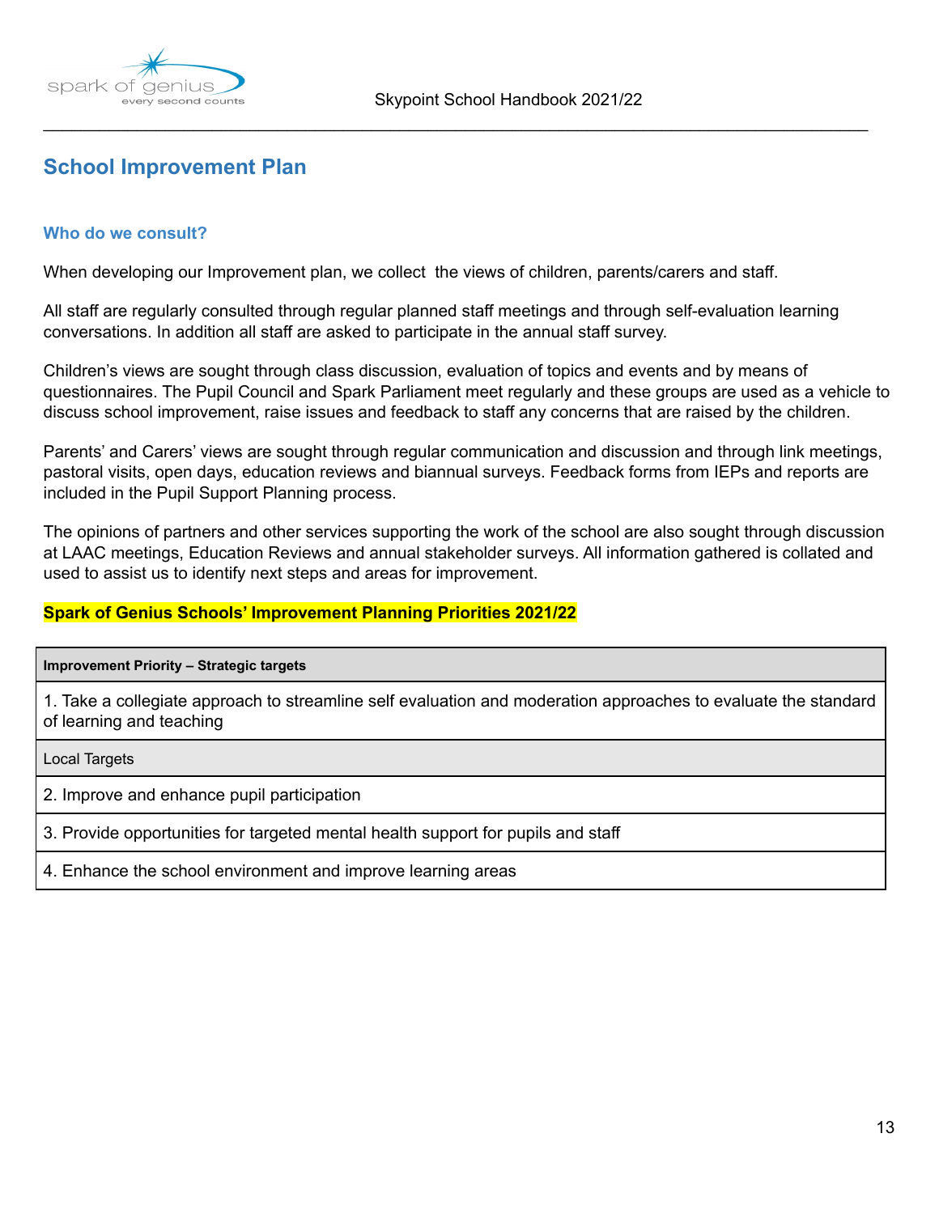## School Improvement Plan

### Who do we consult?

When developing our Improvement plan, we collect the views of children, parents/carers and staff.

All staff are regularly consulted through regular planned staff meetings and through self-evaluation learning conversations. In addition all staff are asked to participate in the annual staff survey.

Children's views are sought through class discussion, evaluation of topics and events and by means of questionnaires. The Pupil Council and Spark Parliament meet regularly and these groups are used as a vehicle to discuss school improvement, raise issues and feedback to staff any concerns that are raised by the children.

Parents' and Carers' views are sought through regular communication and discussion and through link meetings, pastoral visits, open days, education reviews and biannual surveys. Feedback forms from IEPs and reports are included in the Pupil Support Planning process.

The opinions of partners and other services supporting the work of the school are also sought through discussion at LAAC meetings, Education Reviews and annual stakeholder surveys. All information gathered is collated and used to assist us to identify next steps and areas for improvement.

**Spark of Genius Schools' Improvement Planning Priorities 2021/22**

| **Improvement Priority – Strategic targets** |
|---|
| 1. Take a collegiate approach to streamline self evaluation and moderation approaches to evaluate the standard of learning and teaching |
| Local Targets |
| 2. Improve and enhance pupil participation |
| 3. Provide opportunities for targeted mental health support for pupils and staff |
| 4. Enhance the school environment and improve learning areas |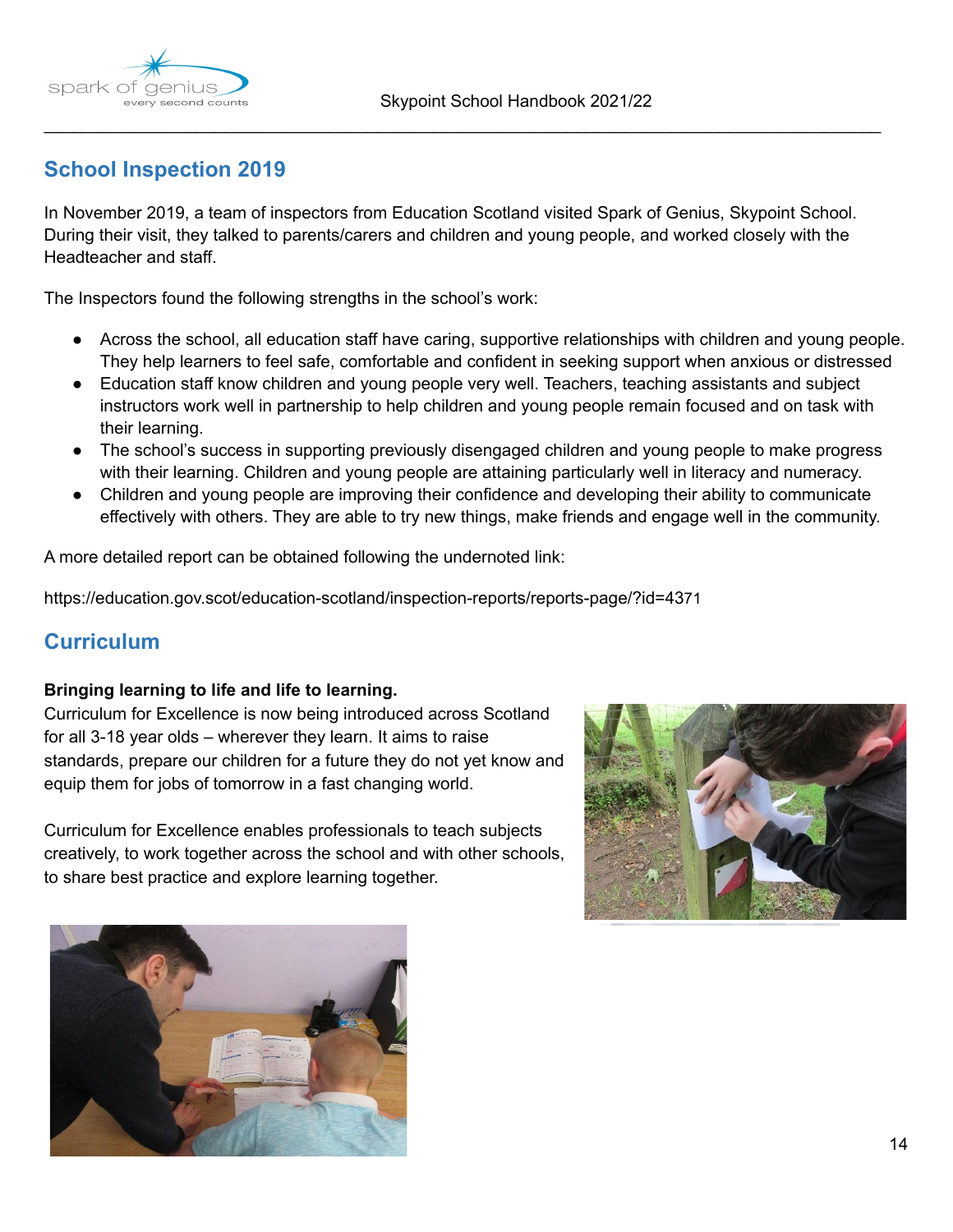## School Inspection 2019

In November 2019, a team of inspectors from Education Scotland visited Spark of Genius, Skypoint School. During their visit, they talked to parents/carers and children and young people, and worked closely with the Headteacher and staff.

The Inspectors found the following strengths in the school's work:

- Across the school, all education staff have caring, supportive relationships with children and young people. They help learners to feel safe, comfortable and confident in seeking support when anxious or distressed
- Education staff know children and young people very well. Teachers, teaching assistants and subject instructors work well in partnership to help children and young people remain focused and on task with their learning.
- The school's success in supporting previously disengaged children and young people to make progress with their learning. Children and young people are attaining particularly well in literacy and numeracy.
- Children and young people are improving their confidence and developing their ability to communicate effectively with others. They are able to try new things, make friends and engage well in the community.

A more detailed report can be obtained following the undernoted link:

https://education.gov.scot/education-scotland/inspection-reports/reports-page/?id=4371

## Curriculum

**Bringing learning to life and life to learning.**

Curriculum for Excellence is now being introduced across Scotland for all 3-18 year olds – wherever they learn. It aims to raise standards, prepare our children for a future they do not yet know and equip them for jobs of tomorrow in a fast changing world.

Curriculum for Excellence enables professionals to teach subjects creatively, to work together across the school and with other schools, to share best practice and explore learning together.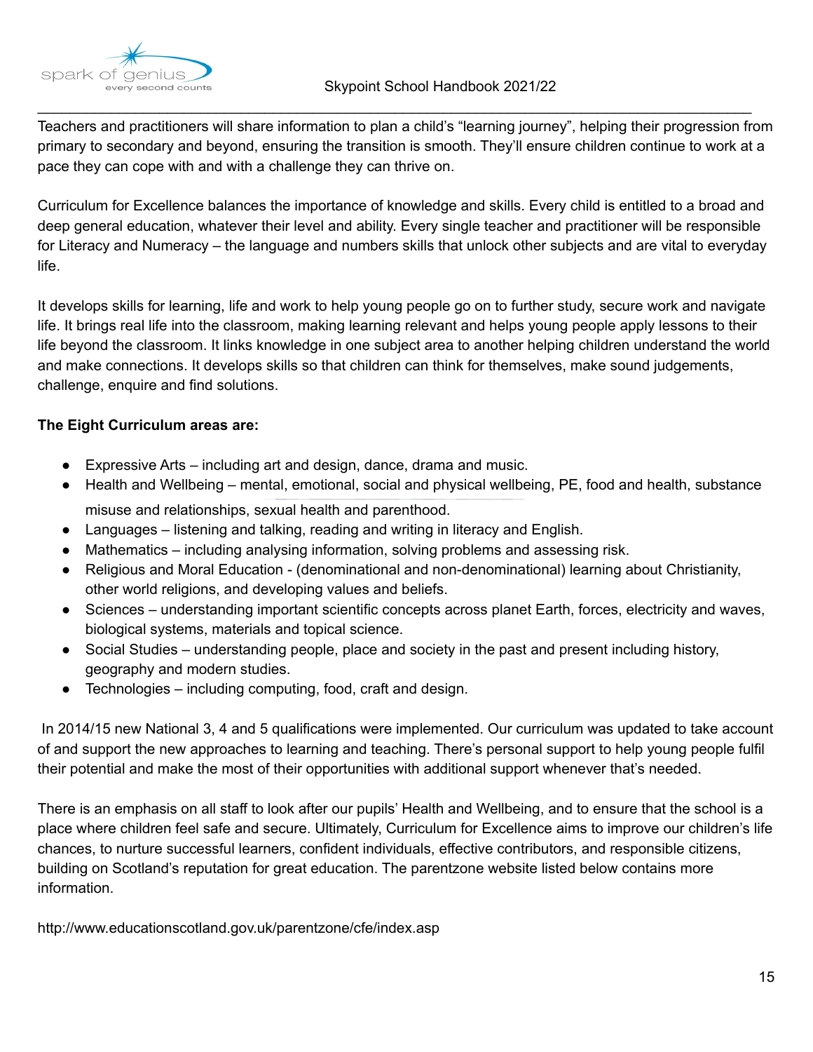Teachers and practitioners will share information to plan a child's "learning journey", helping their progression from primary to secondary and beyond, ensuring the transition is smooth. They'll ensure children continue to work at a pace they can cope with and with a challenge they can thrive on.

Curriculum for Excellence balances the importance of knowledge and skills. Every child is entitled to a broad and deep general education, whatever their level and ability. Every single teacher and practitioner will be responsible for Literacy and Numeracy – the language and numbers skills that unlock other subjects and are vital to everyday life.

It develops skills for learning, life and work to help young people go on to further study, secure work and navigate life. It brings real life into the classroom, making learning relevant and helps young people apply lessons to their life beyond the classroom. It links knowledge in one subject area to another helping children understand the world and make connections. It develops skills so that children can think for themselves, make sound judgements, challenge, enquire and find solutions.

**The Eight Curriculum areas are:**

- Expressive Arts – including art and design, dance, drama and music.
- Health and Wellbeing – mental, emotional, social and physical wellbeing, PE, food and health, substance misuse and relationships, sexual health and parenthood.
- Languages – listening and talking, reading and writing in literacy and English.
- Mathematics – including analysing information, solving problems and assessing risk.
- Religious and Moral Education - (denominational and non-denominational) learning about Christianity, other world religions, and developing values and beliefs.
- Sciences – understanding important scientific concepts across planet Earth, forces, electricity and waves, biological systems, materials and topical science.
- Social Studies – understanding people, place and society in the past and present including history, geography and modern studies.
- Technologies – including computing, food, craft and design.

In 2014/15 new National 3, 4 and 5 qualifications were implemented. Our curriculum was updated to take account of and support the new approaches to learning and teaching. There's personal support to help young people fulfil their potential and make the most of their opportunities with additional support whenever that's needed.

There is an emphasis on all staff to look after our pupils' Health and Wellbeing, and to ensure that the school is a place where children feel safe and secure. Ultimately, Curriculum for Excellence aims to improve our children's life chances, to nurture successful learners, confident individuals, effective contributors, and responsible citizens, building on Scotland's reputation for great education. The parentzone website listed below contains more information.

http://www.educationscotland.gov.uk/parentzone/cfe/index.asp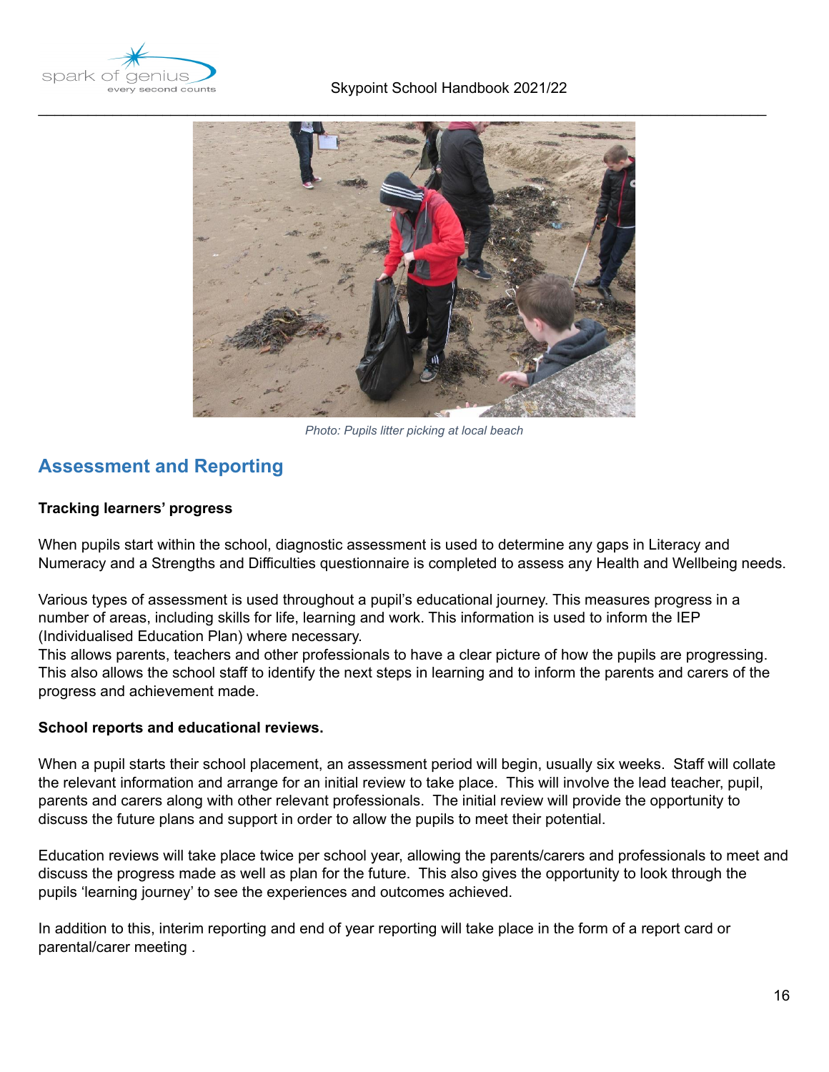*Photo: Pupils litter picking at local beach*

## Assessment and Reporting

**Tracking learners' progress**

When pupils start within the school, diagnostic assessment is used to determine any gaps in Literacy and Numeracy and a Strengths and Difficulties questionnaire is completed to assess any Health and Wellbeing needs.

Various types of assessment is used throughout a pupil's educational journey. This measures progress in a number of areas, including skills for life, learning and work. This information is used to inform the IEP (Individualised Education Plan) where necessary.
This allows parents, teachers and other professionals to have a clear picture of how the pupils are progressing. This also allows the school staff to identify the next steps in learning and to inform the parents and carers of the progress and achievement made.

**School reports and educational reviews.**

When a pupil starts their school placement, an assessment period will begin, usually six weeks. Staff will collate the relevant information and arrange for an initial review to take place. This will involve the lead teacher, pupil, parents and carers along with other relevant professionals. The initial review will provide the opportunity to discuss the future plans and support in order to allow the pupils to meet their potential.

Education reviews will take place twice per school year, allowing the parents/carers and professionals to meet and discuss the progress made as well as plan for the future. This also gives the opportunity to look through the pupils 'learning journey' to see the experiences and outcomes achieved.

In addition to this, interim reporting and end of year reporting will take place in the form of a report card or parental/carer meeting .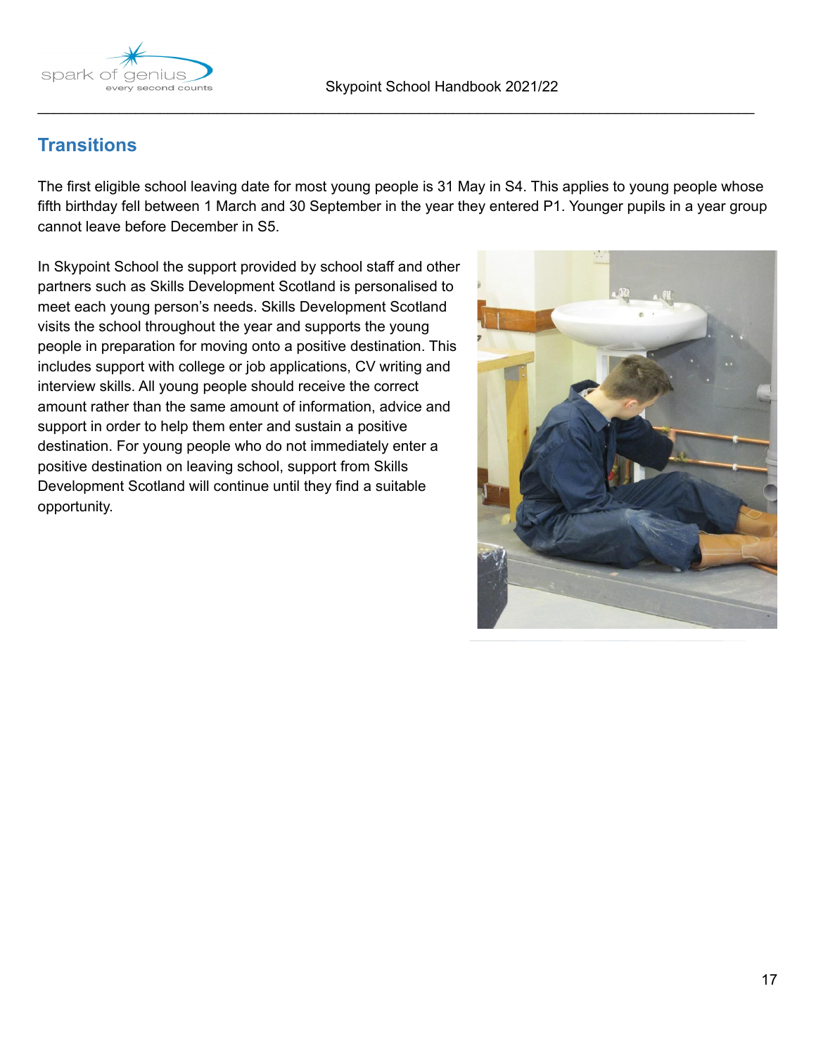## Transitions

The first eligible school leaving date for most young people is 31 May in S4. This applies to young people whose fifth birthday fell between 1 March and 30 September in the year they entered P1. Younger pupils in a year group cannot leave before December in S5.

In Skypoint School the support provided by school staff and other partners such as Skills Development Scotland is personalised to meet each young person's needs. Skills Development Scotland visits the school throughout the year and supports the young people in preparation for moving onto a positive destination. This includes support with college or job applications, CV writing and interview skills. All young people should receive the correct amount rather than the same amount of information, advice and support in order to help them enter and sustain a positive destination. For young people who do not immediately enter a positive destination on leaving school, support from Skills Development Scotland will continue until they find a suitable opportunity.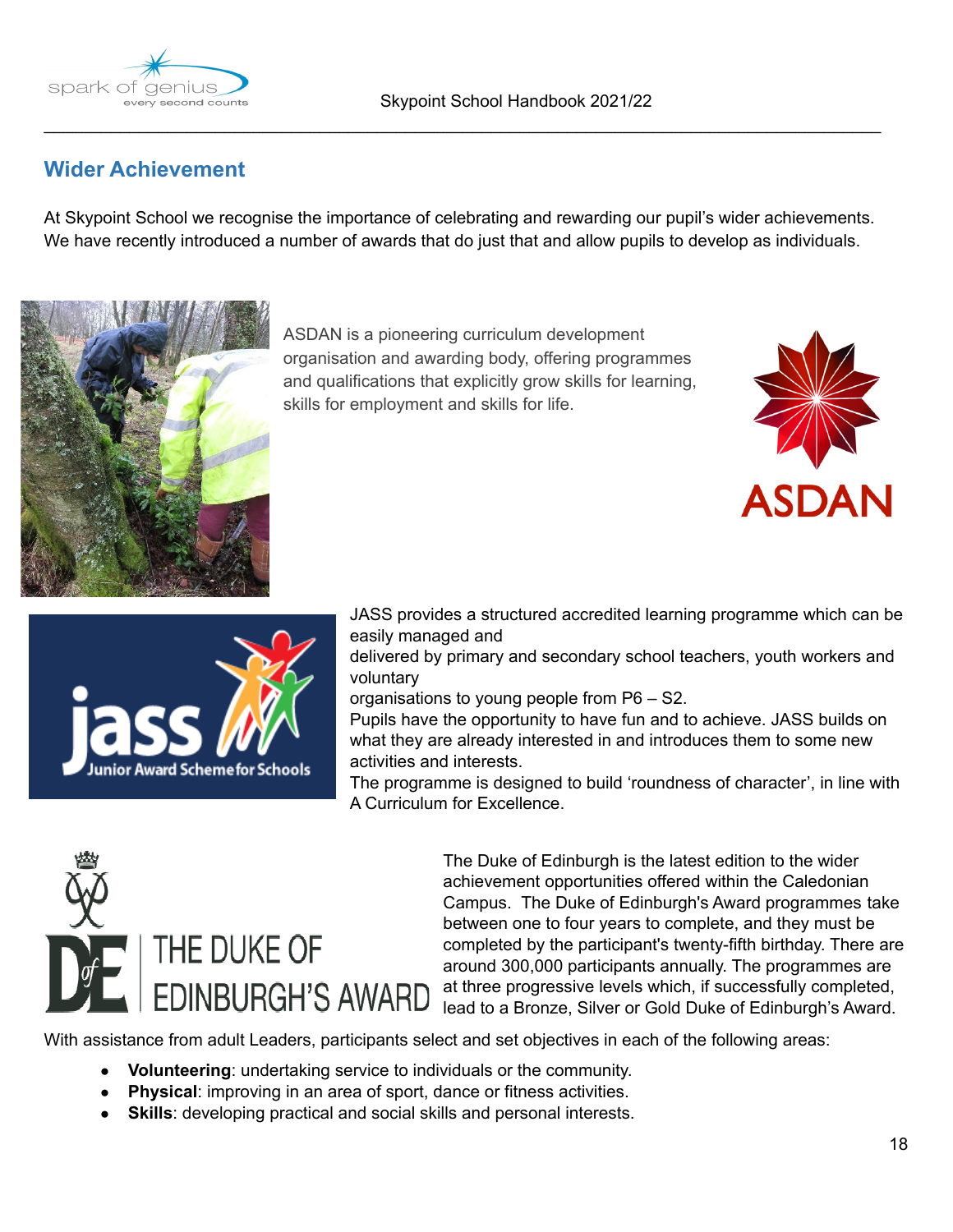## Wider Achievement

At Skypoint School we recognise the importance of celebrating and rewarding our pupil's wider achievements. We have recently introduced a number of awards that do just that and allow pupils to develop as individuals.

ASDAN is a pioneering curriculum development organisation and awarding body, offering programmes and qualifications that explicitly grow skills for learning, skills for employment and skills for life.

JASS provides a structured accredited learning programme which can be easily managed and delivered by primary and secondary school teachers, youth workers and voluntary organisations to young people from P6 – S2.

Pupils have the opportunity to have fun and to achieve. JASS builds on what they are already interested in and introduces them to some new activities and interests.

The programme is designed to build 'roundness of character', in line with A Curriculum for Excellence.

The Duke of Edinburgh is the latest edition to the wider achievement opportunities offered within the Caledonian Campus. The Duke of Edinburgh's Award programmes take between one to four years to complete, and they must be completed by the participant's twenty-fifth birthday. There are around 300,000 participants annually. The programmes are at three progressive levels which, if successfully completed, lead to a Bronze, Silver or Gold Duke of Edinburgh's Award.

With assistance from adult Leaders, participants select and set objectives in each of the following areas:

- **Volunteering**: undertaking service to individuals or the community.
- **Physical**: improving in an area of sport, dance or fitness activities.
- **Skills**: developing practical and social skills and personal interests.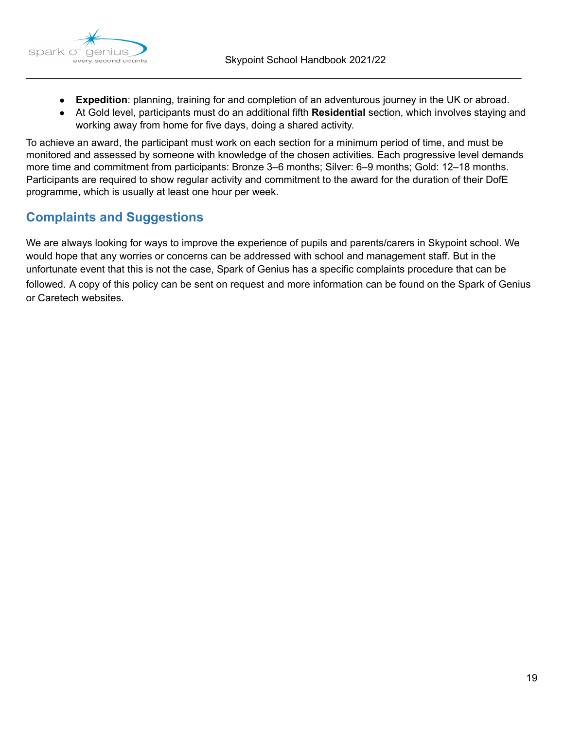- **Expedition**: planning, training for and completion of an adventurous journey in the UK or abroad.
- At Gold level, participants must do an additional fifth **Residential** section, which involves staying and working away from home for five days, doing a shared activity.

To achieve an award, the participant must work on each section for a minimum period of time, and must be monitored and assessed by someone with knowledge of the chosen activities. Each progressive level demands more time and commitment from participants: Bronze 3–6 months; Silver: 6–9 months; Gold: 12–18 months. Participants are required to show regular activity and commitment to the award for the duration of their DofE programme, which is usually at least one hour per week.

## Complaints and Suggestions

We are always looking for ways to improve the experience of pupils and parents/carers in Skypoint school. We would hope that any worries or concerns can be addressed with school and management staff. But in the unfortunate event that this is not the case, Spark of Genius has a specific complaints procedure that can be followed. A copy of this policy can be sent on request and more information can be found on the Spark of Genius or Caretech websites.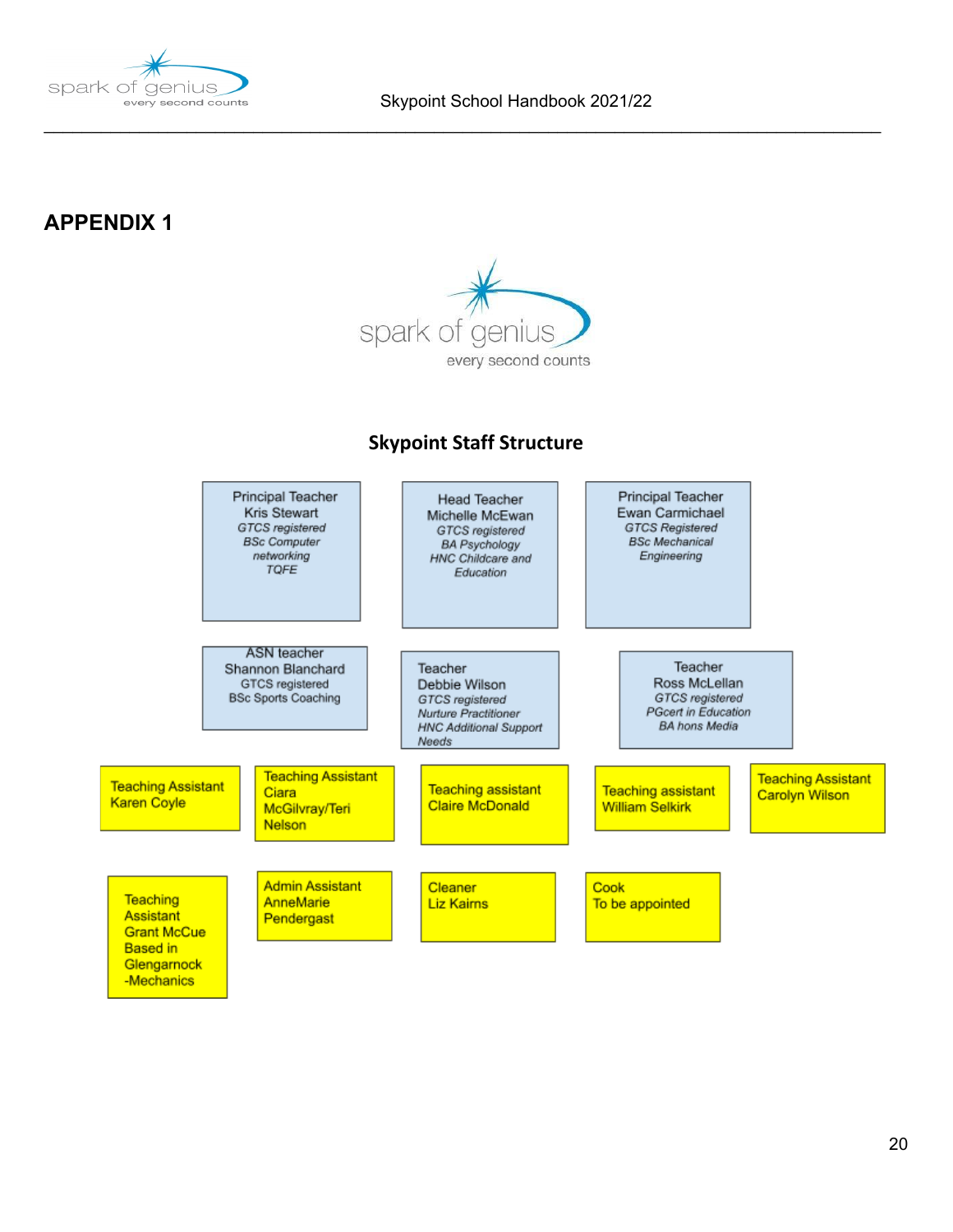## APPENDIX 1

spark of genius
every second counts

### Skypoint Staff Structure

Principal Teacher
Kris Stewart
*GTCS registered*
*BSc Computer networking*
*TQFE*

Head Teacher
Michelle McEwan
*GTCS registered*
*BA Psychology*
*HNC Childcare and Education*

Principal Teacher
Ewan Carmichael
*GTCS Registered*
*BSc Mechanical Engineering*

ASN teacher
Shannon Blanchard
GTCS registered
BSc Sports Coaching

Teacher
Debbie Wilson
*GTCS registered*
*Nurture Practitioner*
*HNC Additional Support Needs*

Teacher
Ross McLellan
*GTCS registered*
*PGcert in Education*
*BA hons Media*

Teaching Assistant
Karen Coyle

Teaching Assistant
Ciara McGilvray/Teri Nelson

Teaching assistant
Claire McDonald

Teaching assistant
William Selkirk

Teaching Assistant
Carolyn Wilson

Teaching Assistant
Grant McCue
Based in Glengarnock -Mechanics

Admin Assistant
AnneMarie Pendergast

Cleaner
Liz Kairns

Cook
To be appointed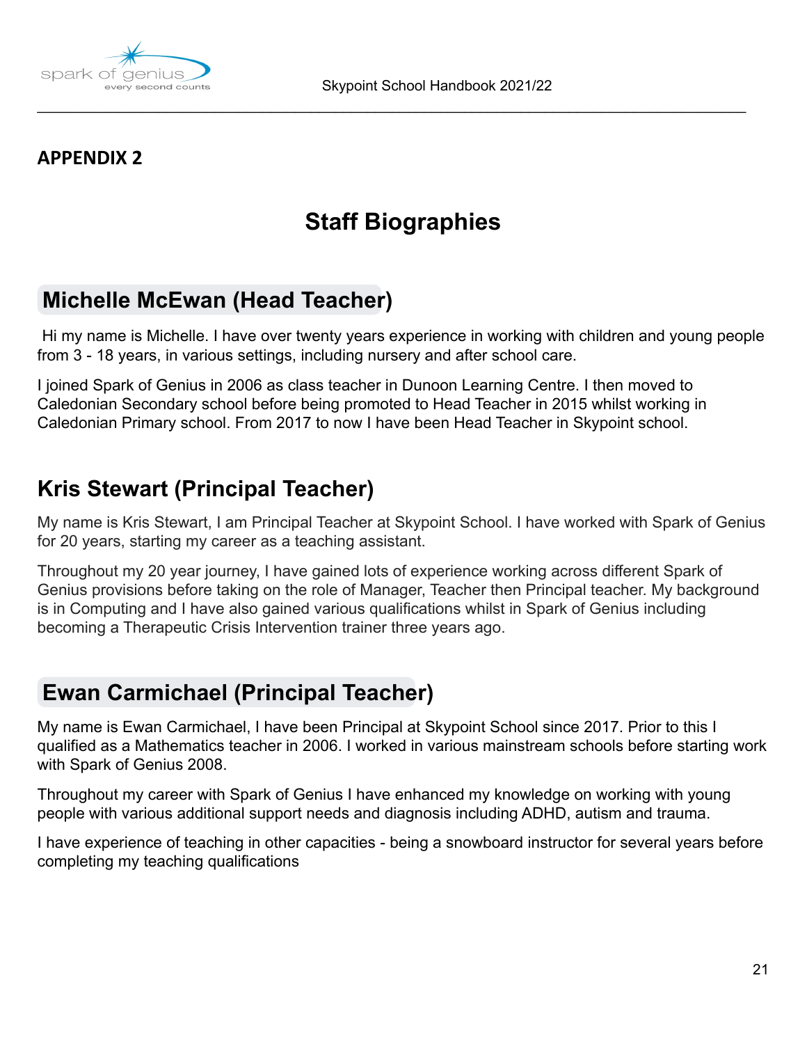## APPENDIX 2

# Staff Biographies

## Michelle McEwan (Head Teacher)

Hi my name is Michelle. I have over twenty years experience in working with children and young people from 3 - 18 years, in various settings, including nursery and after school care.

I joined Spark of Genius in 2006 as class teacher in Dunoon Learning Centre. I then moved to Caledonian Secondary school before being promoted to Head Teacher in 2015 whilst working in Caledonian Primary school. From 2017 to now I have been Head Teacher in Skypoint school.

## Kris Stewart (Principal Teacher)

My name is Kris Stewart, I am Principal Teacher at Skypoint School. I have worked with Spark of Genius for 20 years, starting my career as a teaching assistant.

Throughout my 20 year journey, I have gained lots of experience working across different Spark of Genius provisions before taking on the role of Manager, Teacher then Principal teacher. My background is in Computing and I have also gained various qualifications whilst in Spark of Genius including becoming a Therapeutic Crisis Intervention trainer three years ago.

## Ewan Carmichael (Principal Teacher)

My name is Ewan Carmichael, I have been Principal at Skypoint School since 2017. Prior to this I qualified as a Mathematics teacher in 2006. I worked in various mainstream schools before starting work with Spark of Genius 2008.

Throughout my career with Spark of Genius I have enhanced my knowledge on working with young people with various additional support needs and diagnosis including ADHD, autism and trauma.

I have experience of teaching in other capacities - being a snowboard instructor for several years before completing my teaching qualifications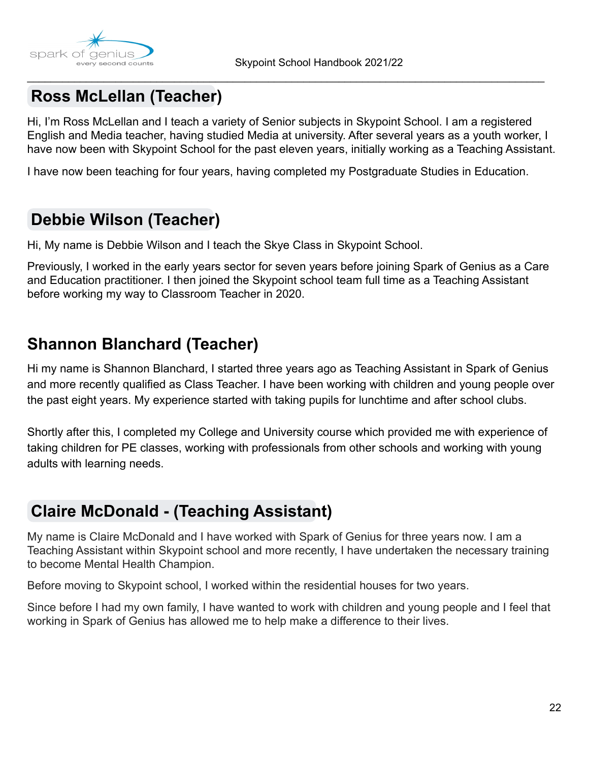## Ross McLellan (Teacher)

Hi, I'm Ross McLellan and I teach a variety of Senior subjects in Skypoint School. I am a registered English and Media teacher, having studied Media at university. After several years as a youth worker, I have now been with Skypoint School for the past eleven years, initially working as a Teaching Assistant.

I have now been teaching for four years, having completed my Postgraduate Studies in Education.

## Debbie Wilson (Teacher)

Hi, My name is Debbie Wilson and I teach the Skye Class in Skypoint School.

Previously, I worked in the early years sector for seven years before joining Spark of Genius as a Care and Education practitioner. I then joined the Skypoint school team full time as a Teaching Assistant before working my way to Classroom Teacher in 2020.

## Shannon Blanchard (Teacher)

Hi my name is Shannon Blanchard, I started three years ago as Teaching Assistant in Spark of Genius and more recently qualified as Class Teacher. I have been working with children and young people over the past eight years. My experience started with taking pupils for lunchtime and after school clubs.

Shortly after this, I completed my College and University course which provided me with experience of taking children for PE classes, working with professionals from other schools and working with young adults with learning needs.

## Claire McDonald - (Teaching Assistant)

My name is Claire McDonald and I have worked with Spark of Genius for three years now. I am a Teaching Assistant within Skypoint school and more recently, I have undertaken the necessary training to become Mental Health Champion.

Before moving to Skypoint school, I worked within the residential houses for two years.

Since before I had my own family, I have wanted to work with children and young people and I feel that working in Spark of Genius has allowed me to help make a difference to their lives.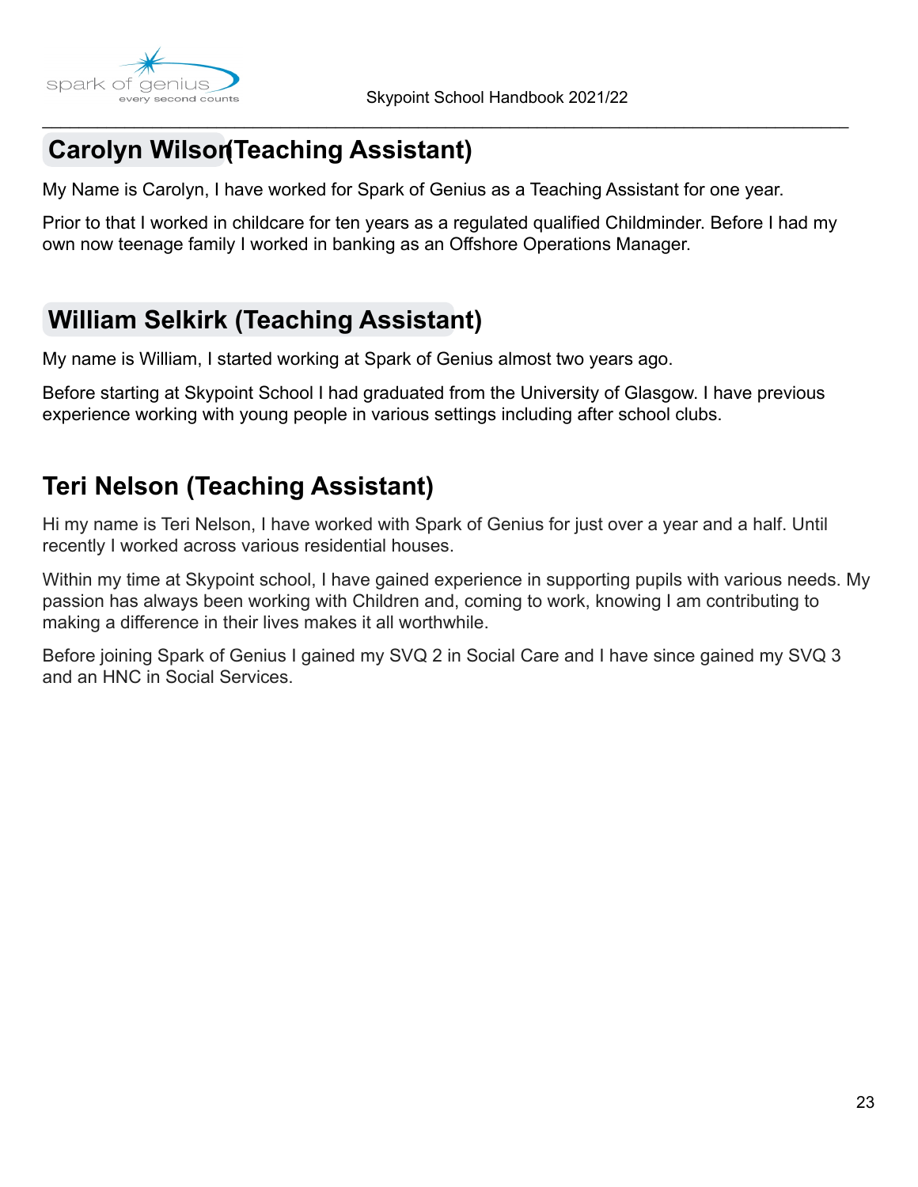## Carolyn Wilson (Teaching Assistant)

My Name is Carolyn, I have worked for Spark of Genius as a Teaching Assistant for one year.

Prior to that I worked in childcare for ten years as a regulated qualified Childminder. Before I had my own now teenage family I worked in banking as an Offshore Operations Manager.

## William Selkirk (Teaching Assistant)

My name is William, I started working at Spark of Genius almost two years ago.

Before starting at Skypoint School I had graduated from the University of Glasgow. I have previous experience working with young people in various settings including after school clubs.

## Teri Nelson (Teaching Assistant)

Hi my name is Teri Nelson, I have worked with Spark of Genius for just over a year and a half. Until recently I worked across various residential houses.

Within my time at Skypoint school, I have gained experience in supporting pupils with various needs. My passion has always been working with Children and, coming to work, knowing I am contributing to making a difference in their lives makes it all worthwhile.

Before joining Spark of Genius I gained my SVQ 2 in Social Care and I have since gained my SVQ 3 and an HNC in Social Services.